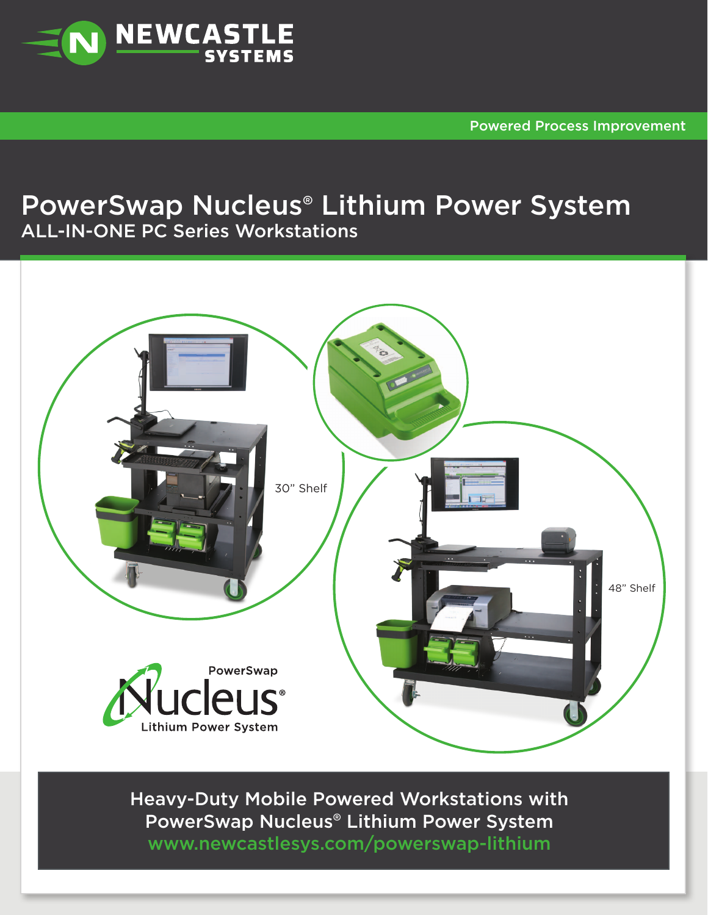NEWCASTLE SYSTEMS

Powered Process Improvement

# PowerSwap Nucleus® Lithium Power System

## ALL-IN-ONE PC Series Workstations

30" Shelf

48" Shelf

PowerSwap Nucleus® Lithium Power System

**Heavy-Duty Mobile Powered Workstations with PowerSwap Nucleus® Lithium Power System**

www.newcastlesys.com/powerswap-lithium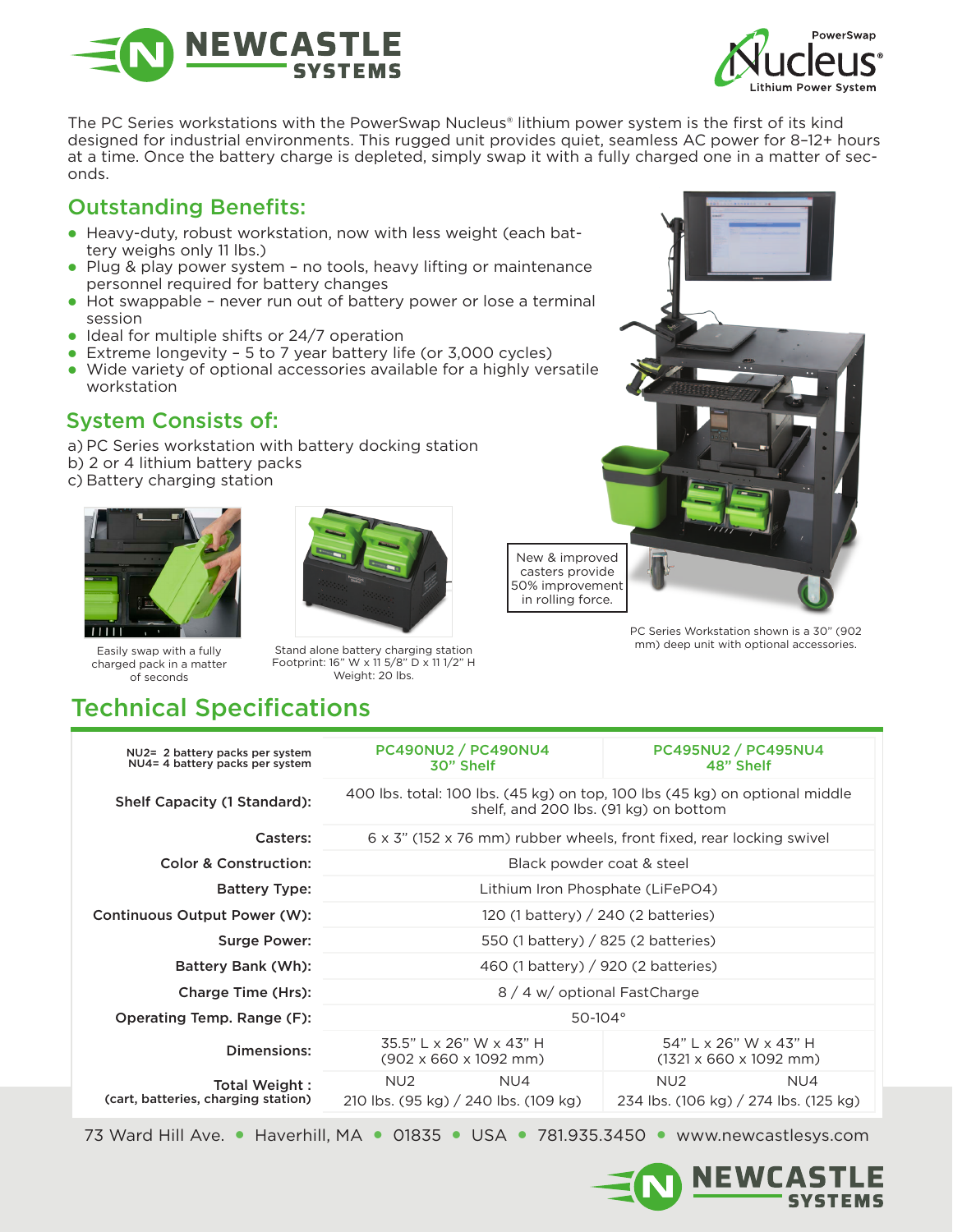The PC Series workstations with the PowerSwap Nucleus® lithium power system is the first of its kind designed for industrial environments. This rugged unit provides quiet, seamless AC power for 8–12+ hours at a time. Once the battery charge is depleted, simply swap it with a fully charged one in a matter of seconds.

## Outstanding Benefits:

- Heavy-duty, robust workstation, now with less weight (each battery weighs only 11 lbs.)
- Plug & play power system – no tools, heavy lifting or maintenance personnel required for battery changes
- Hot swappable – never run out of battery power or lose a terminal session
- Ideal for multiple shifts or 24/7 operation
- Extreme longevity – 5 to 7 year battery life (or 3,000 cycles)
- Wide variety of optional accessories available for a highly versatile workstation

## System Consists of:

a) PC Series workstation with battery docking station
b) 2 or 4 lithium battery packs
c) Battery charging station

Easily swap with a fully charged pack in a matter of seconds

Stand alone battery charging station
Footprint: 16" W x 11 5/8" D x 11 1/2" H
Weight: 20 lbs.

New & improved casters provide 50% improvement in rolling force.

PC Series Workstation shown is a 30" (902 mm) deep unit with optional accessories.

## Technical Specifications

| NU2= 2 battery packs per system<br>NU4= 4 battery packs per system | PC490NU2 / PC490NU4<br>30" Shelf | PC495NU2 / PC495NU4<br>48" Shelf |
|---|---|---|
| **Shelf Capacity (1 Standard):** | 400 lbs. total: 100 lbs. (45 kg) on top, 100 lbs (45 kg) on optional middle shelf, and 200 lbs. (91 kg) on bottom | |
| **Casters:** | 6 x 3" (152 x 76 mm) rubber wheels, front fixed, rear locking swivel | |
| **Color & Construction:** | Black powder coat & steel | |
| **Battery Type:** | Lithium Iron Phosphate ($LiFePO_4$) | |
| **Continuous Output Power (W):** | 120 (1 battery) / 240 (2 batteries) | |
| **Surge Power:** | 550 (1 battery) / 825 (2 batteries) | |
| **Battery Bank (Wh):** | 460 (1 battery) / 920 (2 batteries) | |
| **Charge Time (Hrs):** | 8 / 4 w/ optional FastCharge | |
| **Operating Temp. Range (F):** | 50-104° | |
| **Dimensions:** | 35.5" L x 26" W x 43" H<br>(902 x 660 x 1092 mm) | 54" L x 26" W x 43" H<br>(1321 x 660 x 1092 mm) |
| **Total Weight :**<br>**(cart, batteries, charging station)** | NU2 / NU4<br>210 lbs. (95 kg) / 240 lbs. (109 kg) | NU2 / NU4<br>234 lbs. (106 kg) / 274 lbs. (125 kg) |

73 Ward Hill Ave. • Haverhill, MA • 01835 • USA • 781.935.3450 • www.newcastlesys.com